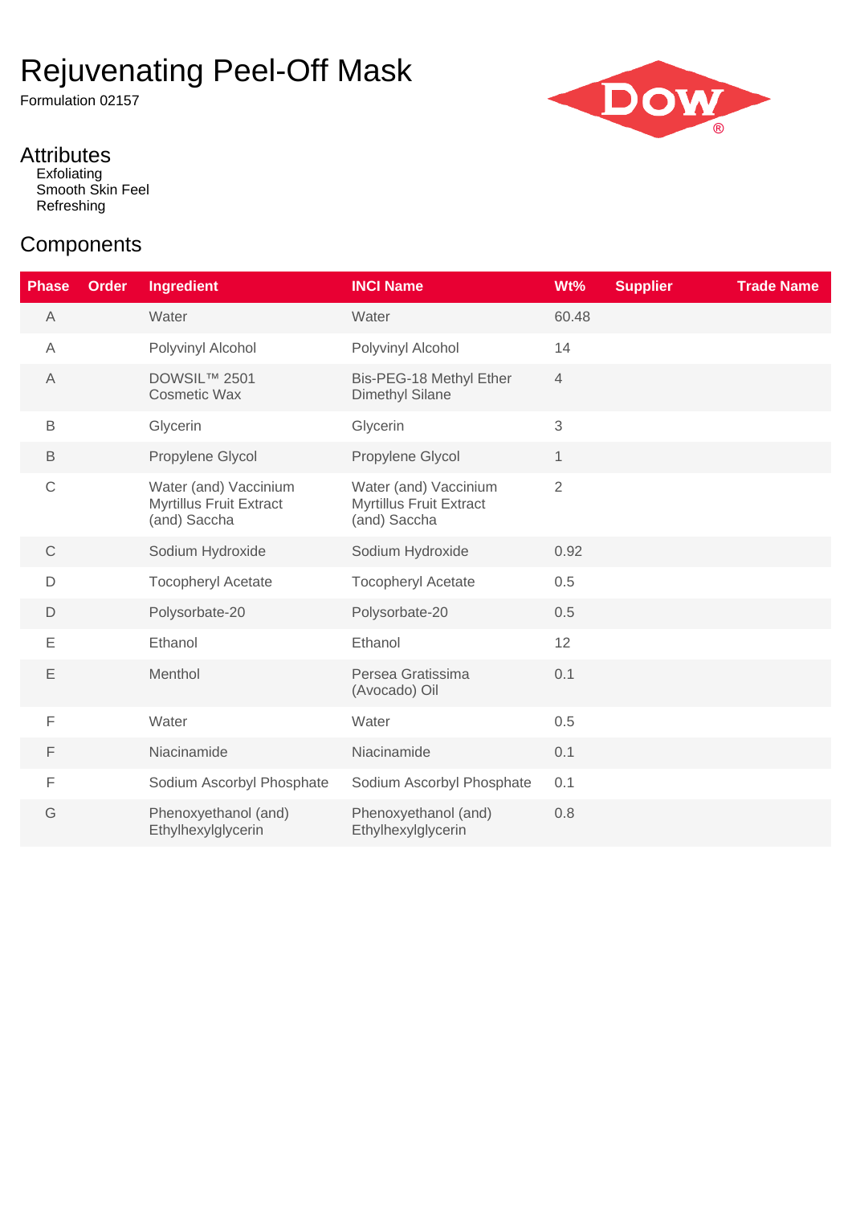# Rejuvenating Peel-Off Mask

Formulation 02157

## Attributes

- Exfoliating
- Smooth Skin Feel
- Refreshing

## Components

| Phase | Order | Ingredient | INCI Name | Wt% | Supplier | Trade Name |
|---|---|---|---|---|---|---|
| A | | Water | Water | 60.48 | | |
| A | | Polyvinyl Alcohol | Polyvinyl Alcohol | 14 | | |
| A | | DOWSIL™ 2501 Cosmetic Wax | Bis-PEG-18 Methyl Ether Dimethyl Silane | 4 | | |
| B | | Glycerin | Glycerin | 3 | | |
| B | | Propylene Glycol | Propylene Glycol | 1 | | |
| C | | Water (and) Vaccinium Myrtillus Fruit Extract (and) Saccha | Water (and) Vaccinium Myrtillus Fruit Extract (and) Saccha | 2 | | |
| C | | Sodium Hydroxide | Sodium Hydroxide | 0.92 | | |
| D | | Tocopheryl Acetate | Tocopheryl Acetate | 0.5 | | |
| D | | Polysorbate-20 | Polysorbate-20 | 0.5 | | |
| E | | Ethanol | Ethanol | 12 | | |
| E | | Menthol | Persea Gratissima (Avocado) Oil | 0.1 | | |
| F | | Water | Water | 0.5 | | |
| F | | Niacinamide | Niacinamide | 0.1 | | |
| F | | Sodium Ascorbyl Phosphate | Sodium Ascorbyl Phosphate | 0.1 | | |
| G | | Phenoxyethanol (and) Ethylhexylglycerin | Phenoxyethanol (and) Ethylhexylglycerin | 0.8 | | |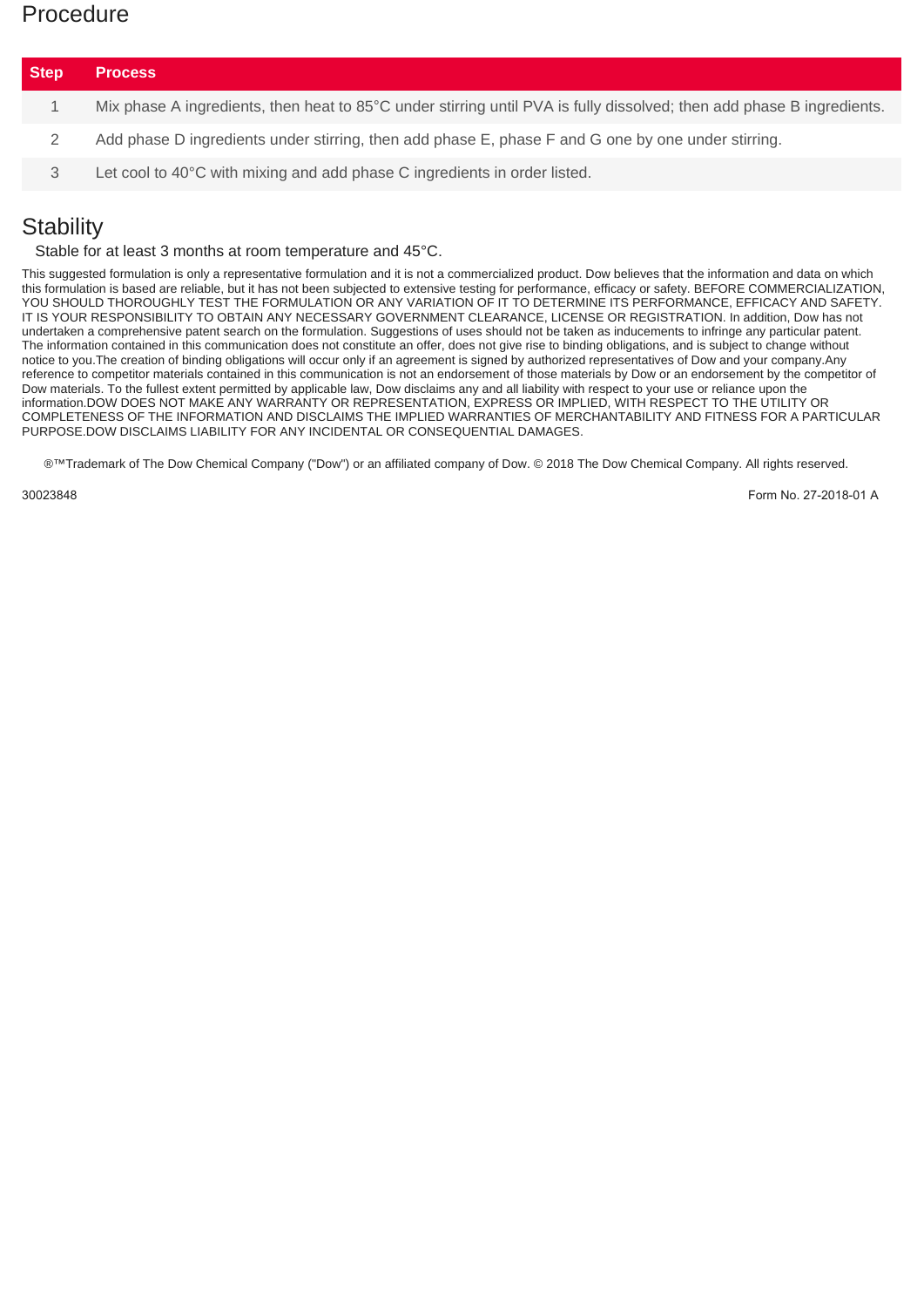## Procedure

| Step | Process |
| --- | --- |
| 1 | Mix phase A ingredients, then heat to 85°C under stirring until PVA is fully dissolved; then add phase B ingredients. |
| 2 | Add phase D ingredients under stirring, then add phase E, phase F and G one by one under stirring. |
| 3 | Let cool to 40°C with mixing and add phase C ingredients in order listed. |

## Stability

Stable for at least 3 months at room temperature and 45°C.

This suggested formulation is only a representative formulation and it is not a commercialized product. Dow believes that the information and data on which this formulation is based are reliable, but it has not been subjected to extensive testing for performance, efficacy or safety. BEFORE COMMERCIALIZATION, YOU SHOULD THOROUGHLY TEST THE FORMULATION OR ANY VARIATION OF IT TO DETERMINE ITS PERFORMANCE, EFFICACY AND SAFETY. IT IS YOUR RESPONSIBILITY TO OBTAIN ANY NECESSARY GOVERNMENT CLEARANCE, LICENSE OR REGISTRATION. In addition, Dow has not undertaken a comprehensive patent search on the formulation. Suggestions of uses should not be taken as inducements to infringe any particular patent. The information contained in this communication does not constitute an offer, does not give rise to binding obligations, and is subject to change without notice to you.The creation of binding obligations will occur only if an agreement is signed by authorized representatives of Dow and your company.Any reference to competitor materials contained in this communication is not an endorsement of those materials by Dow or an endorsement by the competitor of Dow materials. To the fullest extent permitted by applicable law, Dow disclaims any and all liability with respect to your use or reliance upon the information.DOW DOES NOT MAKE ANY WARRANTY OR REPRESENTATION, EXPRESS OR IMPLIED, WITH RESPECT TO THE UTILITY OR COMPLETENESS OF THE INFORMATION AND DISCLAIMS THE IMPLIED WARRANTIES OF MERCHANTABILITY AND FITNESS FOR A PARTICULAR PURPOSE.DOW DISCLAIMS LIABILITY FOR ANY INCIDENTAL OR CONSEQUENTIAL DAMAGES.

®™Trademark of The Dow Chemical Company ("Dow") or an affiliated company of Dow. © 2018 The Dow Chemical Company. All rights reserved.

30023848

Form No. 27-2018-01 A